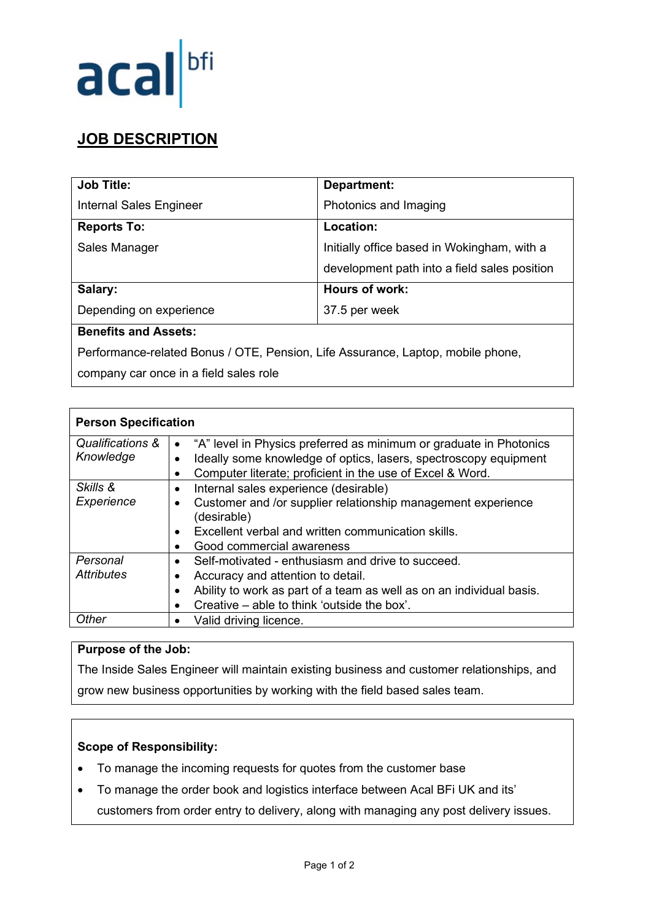acal bfi

# JOB DESCRIPTION

| **Job Title:** | **Department:** |
|---|---|
| Internal Sales Engineer | Photonics and Imaging |
| **Reports To:** | **Location:** |
| Sales Manager | Initially office based in Wokingham, with a development path into a field sales position |
| **Salary:** | **Hours of work:** |
| Depending on experience | 37.5 per week |

**Benefits and Assets:**

Performance-related Bonus / OTE, Pension, Life Assurance, Laptop, mobile phone, company car once in a field sales role

| **Person Specification** | |
|---|---|
| *Qualifications & Knowledge* | • "A" level in Physics preferred as minimum or graduate in Photonics<br>• Ideally some knowledge of optics, lasers, spectroscopy equipment<br>• Computer literate; proficient in the use of Excel & Word. |
| *Skills & Experience* | • Internal sales experience (desirable)<br>• Customer and /or supplier relationship management experience (desirable)<br>• Excellent verbal and written communication skills.<br>• Good commercial awareness |
| *Personal Attributes* | • Self-motivated - enthusiasm and drive to succeed.<br>• Accuracy and attention to detail.<br>• Ability to work as part of a team as well as on an individual basis.<br>• Creative – able to think 'outside the box'. |
| *Other* | • Valid driving licence. |

**Purpose of the Job:**

The Inside Sales Engineer will maintain existing business and customer relationships, and grow new business opportunities by working with the field based sales team.

**Scope of Responsibility:**

- To manage the incoming requests for quotes from the customer base
- To manage the order book and logistics interface between Acal BFi UK and its' customers from order entry to delivery, along with managing any post delivery issues.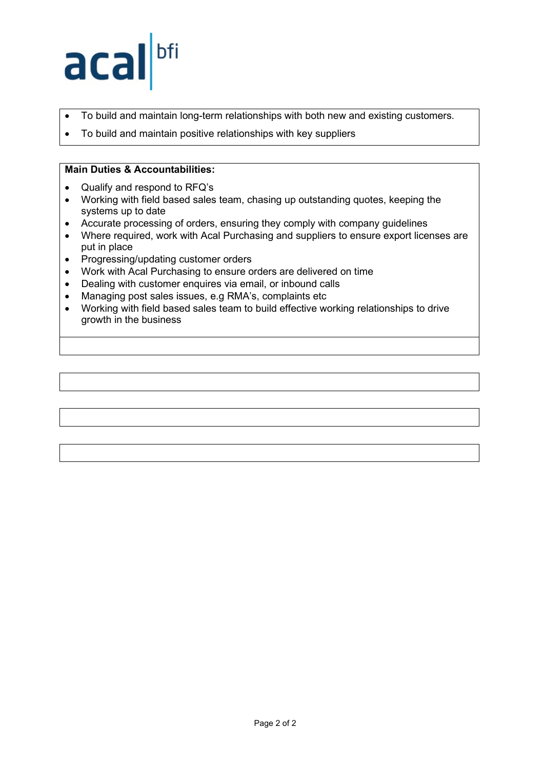- To build and maintain long-term relationships with both new and existing customers.
- To build and maintain positive relationships with key suppliers

**Main Duties & Accountabilities:**

- Qualify and respond to RFQ's
- Working with field based sales team, chasing up outstanding quotes, keeping the systems up to date
- Accurate processing of orders, ensuring they comply with company guidelines
- Where required, work with Acal Purchasing and suppliers to ensure export licenses are put in place
- Progressing/updating customer orders
- Work with Acal Purchasing to ensure orders are delivered on time
- Dealing with customer enquires via email, or inbound calls
- Managing post sales issues, e.g RMA's, complaints etc
- Working with field based sales team to build effective working relationships to drive growth in the business